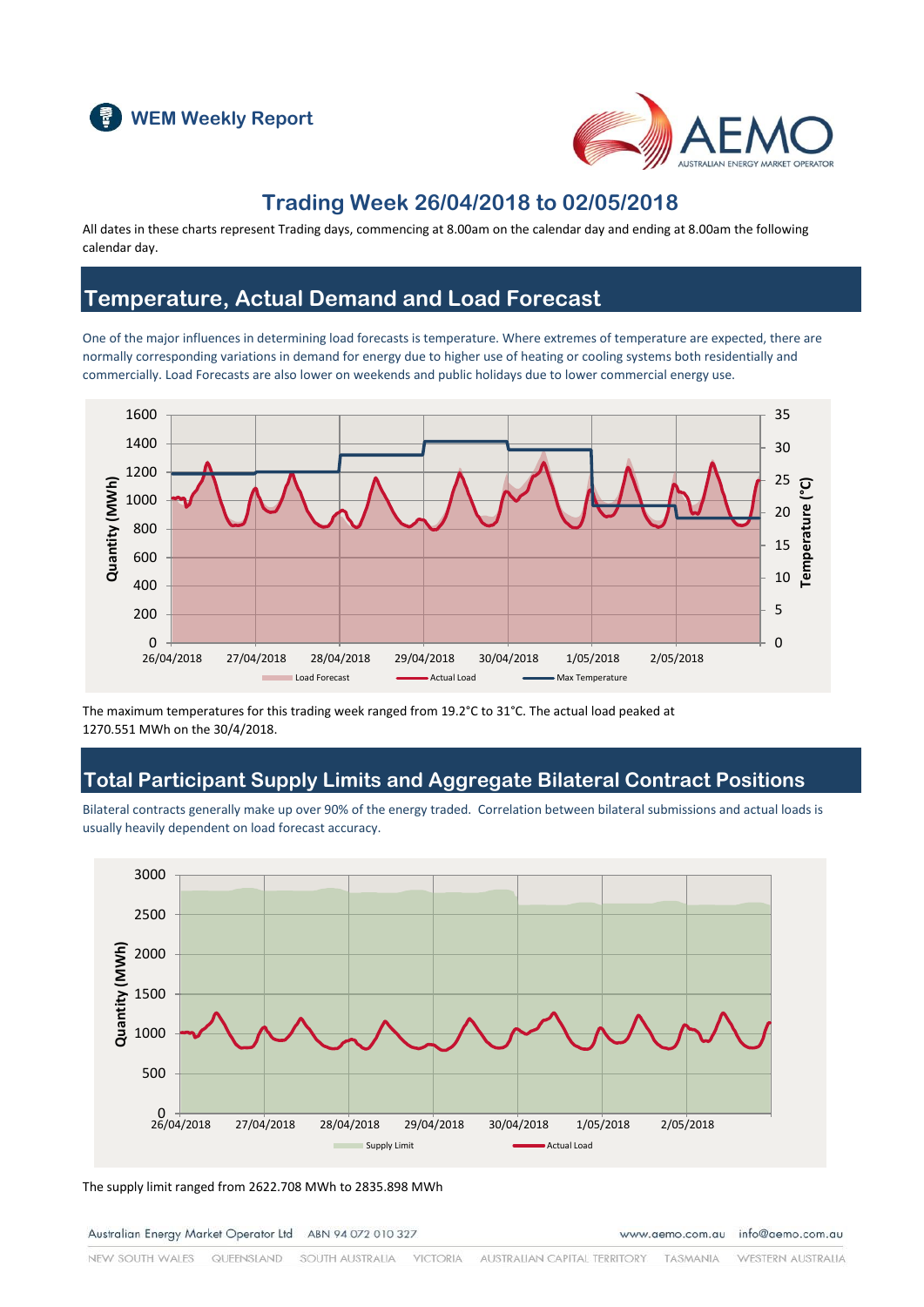WEM Weekly Report

# Trading Week 26/04/2018 to 02/05/2018

All dates in these charts represent Trading days, commencing at 8.00am on the calendar day and ending at 8.00am the following calendar day.

## Temperature, Actual Demand and Load Forecast

One of the major influences in determining load forecasts is temperature. Where extremes of temperature are expected, there are normally corresponding variations in demand for energy due to higher use of heating or cooling systems both residentially and commercially. Load Forecasts are also lower on weekends and public holidays due to lower commercial energy use.

The maximum temperatures for this trading week ranged from 19.2°C to 31°C. The actual load peaked at 1270.551 MWh on the 30/4/2018.

## Total Participant Supply Limits and Aggregate Bilateral Contract Positions

Bilateral contracts generally make up over 90% of the energy traded. Correlation between bilateral submissions and actual loads is usually heavily dependent on load forecast accuracy.

The supply limit ranged from 2622.708 MWh to 2835.898 MWh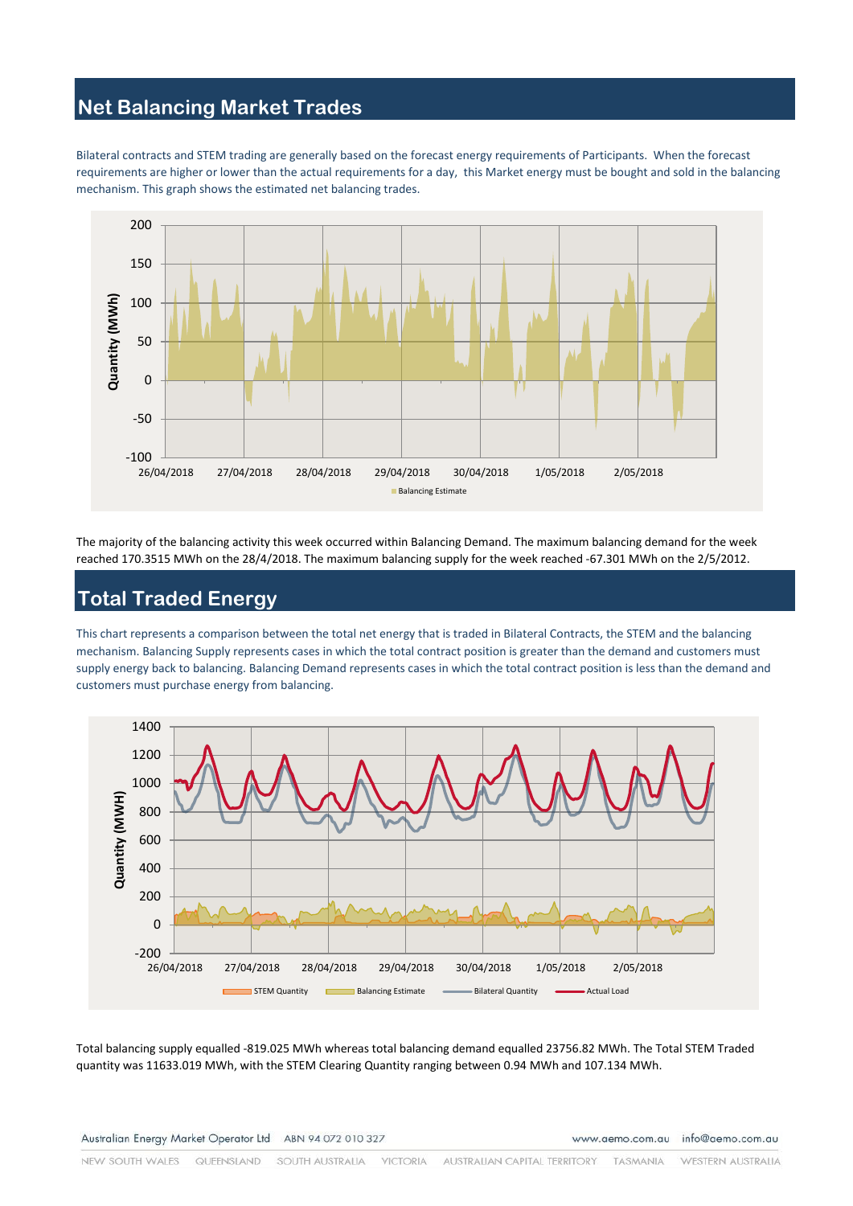## Net Balancing Market Trades

Bilateral contracts and STEM trading are generally based on the forecast energy requirements of Participants. When the forecast requirements are higher or lower than the actual requirements for a day, this Market energy must be bought and sold in the balancing mechanism. This graph shows the estimated net balancing trades.

The majority of the balancing activity this week occurred within Balancing Demand. The maximum balancing demand for the week reached 170.3515 MWh on the 28/4/2018. The maximum balancing supply for the week reached -67.301 MWh on the 2/5/2012.

## Total Traded Energy

This chart represents a comparison between the total net energy that is traded in Bilateral Contracts, the STEM and the balancing mechanism. Balancing Supply represents cases in which the total contract position is greater than the demand and customers must supply energy back to balancing. Balancing Demand represents cases in which the total contract position is less than the demand and customers must purchase energy from balancing.

Total balancing supply equalled -819.025 MWh whereas total balancing demand equalled 23756.82 MWh. The Total STEM Traded quantity was 11633.019 MWh, with the STEM Clearing Quantity ranging between 0.94 MWh and 107.134 MWh.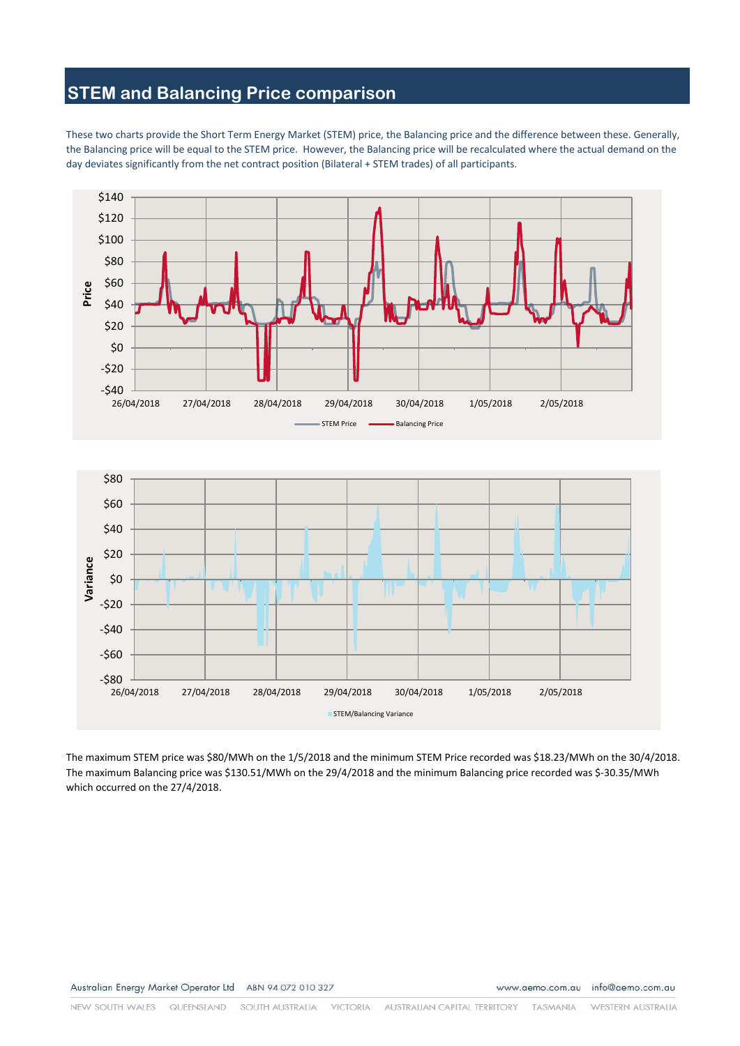## STEM and Balancing Price comparison

These two charts provide the Short Term Energy Market (STEM) price, the Balancing price and the difference between these. Generally, the Balancing price will be equal to the STEM price. However, the Balancing price will be recalculated where the actual demand on the day deviates significantly from the net contract position (Bilateral + STEM trades) of all participants.

Price

$140
$120
$100
$80
$60
$40
$20
$0
-$20
-$40

26/04/2018 27/04/2018 28/04/2018 29/04/2018 30/04/2018 1/05/2018 2/05/2018

STEM Price Balancing Price

Variance

$80
$60
$40
$20
$0
-$20
-$40
-$60
-$80

26/04/2018 27/04/2018 28/04/2018 29/04/2018 30/04/2018 1/05/2018 2/05/2018

STEM/Balancing Variance

The maximum STEM price was $80/MWh on the 1/5/2018 and the minimum STEM Price recorded was $18.23/MWh on the 30/4/2018. The maximum Balancing price was $130.51/MWh on the 29/4/2018 and the minimum Balancing price recorded was $-30.35/MWh which occurred on the 27/4/2018.